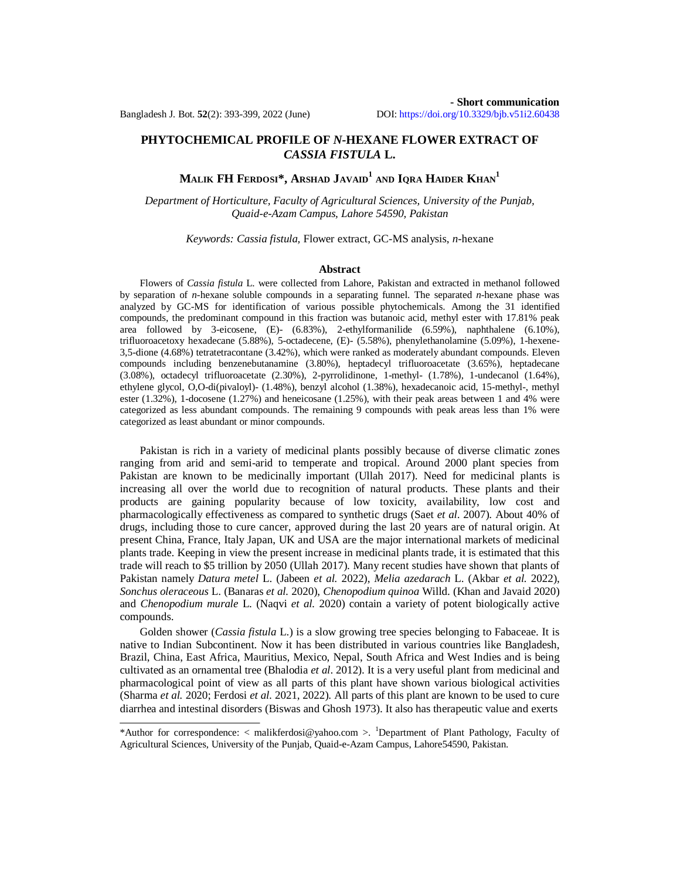**- Short communication**

# PHYTOCHEMICAL PROFILE OF *N*-HEXANE FLOWER EXTRACT OF *CASSIA FISTULA* L.

**Malik FH Ferdosi*, Arshad Javaid[1] and Iqra Haider Khan[1]**

*Department of Horticulture, Faculty of Agricultural Sciences, University of the Punjab, Quaid-e-Azam Campus, Lahore 54590, Pakistan*

*Keywords: Cassia fistula,* Flower extract, GC-MS analysis, *n*-hexane

## Abstract

Flowers of *Cassia fistula* L. were collected from Lahore, Pakistan and extracted in methanol followed by separation of *n*-hexane soluble compounds in a separating funnel. The separated *n*-hexane phase was analyzed by GC-MS for identification of various possible phytochemicals. Among the 31 identified compounds, the predominant compound in this fraction was butanoic acid, methyl ester with 17.81% peak area followed by 3-eicosene, (E)- (6.83%), 2-ethylformanilide (6.59%), naphthalene (6.10%), trifluoroacetoxy hexadecane (5.88%), 5-octadecene, (E)- (5.58%), phenylethanolamine (5.09%), 1-hexene-3,5-dione (4.68%) tetratetracontane (3.42%), which were ranked as moderately abundant compounds. Eleven compounds including benzenebutanamine (3.80%), heptadecyl trifluoroacetate (3.65%), heptadecane (3.08%), octadecyl trifluoroacetate (2.30%), 2-pyrrolidinone, 1-methyl- (1.78%), 1-undecanol (1.64%), ethylene glycol, O,O-di(pivaloyl)- (1.48%), benzyl alcohol (1.38%), hexadecanoic acid, 15-methyl-, methyl ester (1.32%), 1-docosene (1.27%) and heneicosane (1.25%), with their peak areas between 1 and 4% were categorized as less abundant compounds. The remaining 9 compounds with peak areas less than 1% were categorized as least abundant or minor compounds.

Pakistan is rich in a variety of medicinal plants possibly because of diverse climatic zones ranging from arid and semi-arid to temperate and tropical. Around 2000 plant species from Pakistan are known to be medicinally important (Ullah 2017). Need for medicinal plants is increasing all over the world due to recognition of natural products. These plants and their products are gaining popularity because of low toxicity, availability, low cost and pharmacologically effectiveness as compared to synthetic drugs (Saet *et al*. 2007). About 40% of drugs, including those to cure cancer, approved during the last 20 years are of natural origin. At present China, France, Italy Japan, UK and USA are the major international markets of medicinal plants trade. Keeping in view the present increase in medicinal plants trade, it is estimated that this trade will reach to $5 trillion by 2050 (Ullah 2017). Many recent studies have shown that plants of Pakistan namely *Datura metel* L. (Jabeen *et al.* 2022), *Melia azedarach* L. (Akbar *et al.* 2022), *Sonchus oleraceous* L. (Banaras *et al.* 2020), *Chenopodium quinoa* Willd. (Khan and Javaid 2020) and *Chenopodium murale* L. (Naqvi *et al.* 2020) contain a variety of potent biologically active compounds.

Golden shower (*Cassia fistula* L.) is a slow growing tree species belonging to Fabaceae. It is native to Indian Subcontinent. Now it has been distributed in various countries like Bangladesh, Brazil, China, East Africa, Mauritius, Mexico, Nepal, South Africa and West Indies and is being cultivated as an ornamental tree (Bhalodia *et al*. 2012). It is a very useful plant from medicinal and pharmacological point of view as all parts of this plant have shown various biological activities (Sharma *et al.* 2020; Ferdosi *et al.* 2021, 2022). All parts of this plant are known to be used to cure diarrhea and intestinal disorders (Biswas and Ghosh 1973). It also has therapeutic value and exerts

---

*Author for correspondence: < malikferdosi@yahoo.com >. [1]Department of Plant Pathology, Faculty of Agricultural Sciences, University of the Punjab, Quaid-e-Azam Campus, Lahore54590, Pakistan.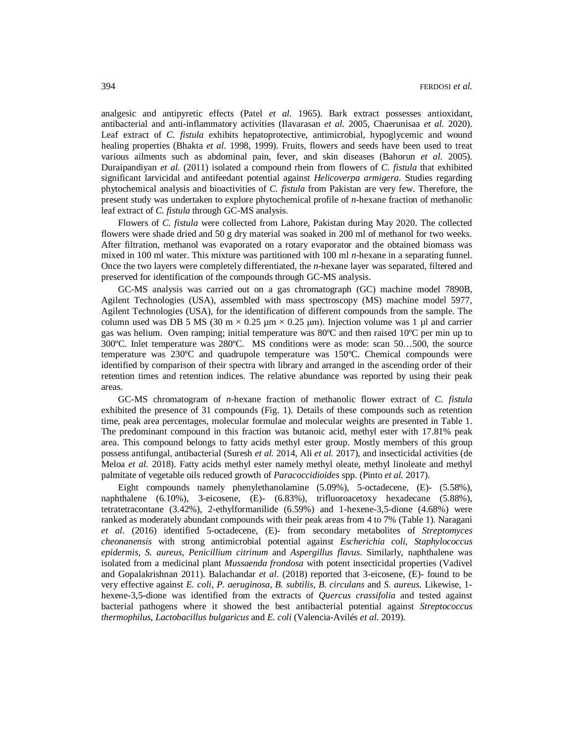analgesic and antipyretic effects (Patel *et al.* 1965). Bark extract possesses antioxidant, antibacterial and anti-inflammatory activities (Ilavarasan *et al.* 2005, Chaerunisaa *et al.* 2020). Leaf extract of *C. fistula* exhibits hepatoprotective, antimicrobial, hypoglycemic and wound healing properties (Bhakta *et al.* 1998, 1999). Fruits, flowers and seeds have been used to treat various ailments such as abdominal pain, fever, and skin diseases (Bahorun *et al.* 2005). Duraipandiyan *et al.* (2011) isolated a compound rhein from flowers of *C. fistula* that exhibited significant larvicidal and antifeedant potential against *Helicoverpa armigera*. Studies regarding phytochemical analysis and bioactivities of *C. fistula* from Pakistan are very few. Therefore, the present study was undertaken to explore phytochemical profile of *n*-hexane fraction of methanolic leaf extract of *C. fistula* through GC-MS analysis.

Flowers of *C. fistula* were collected from Lahore, Pakistan during May 2020. The collected flowers were shade dried and 50 g dry material was soaked in 200 ml of methanol for two weeks. After filtration, methanol was evaporated on a rotary evaporator and the obtained biomass was mixed in 100 ml water. This mixture was partitioned with 100 ml *n*-hexane in a separating funnel. Once the two layers were completely differentiated, the *n*-hexane layer was separated, filtered and preserved for identification of the compounds through GC-MS analysis.

GC-MS analysis was carried out on a gas chromatograph (GC) machine model 7890B, Agilent Technologies (USA), assembled with mass spectroscopy (MS) machine model 5977, Agilent Technologies (USA), for the identification of different compounds from the sample. The column used was DB 5 MS (30 m × 0.25 µm × 0.25 µm). Injection volume was 1 µl and carrier gas was helium. Oven ramping; initial temperature was 80ºC and then raised 10ºC per min up to 300ºC. Inlet temperature was 280ºC. MS conditions were as mode: scan 50…500, the source temperature was 230ºC and quadrupole temperature was 150ºC. Chemical compounds were identified by comparison of their spectra with library and arranged in the ascending order of their retention times and retention indices. The relative abundance was reported by using their peak areas.

GC-MS chromatogram of *n*-hexane fraction of methanolic flower extract of *C. fistula* exhibited the presence of 31 compounds (Fig. 1). Details of these compounds such as retention time, peak area percentages, molecular formulae and molecular weights are presented in Table 1. The predominant compound in this fraction was butanoic acid, methyl ester with 17.81% peak area. This compound belongs to fatty acids methyl ester group. Mostly members of this group possess antifungal, antibacterial (Suresh *et al.* 2014, Ali *et al.* 2017), and insecticidal activities (de Meloa *et al.* 2018). Fatty acids methyl ester namely methyl oleate, methyl linoleate and methyl palmitate of vegetable oils reduced growth of *Paracoccidioides* spp. (Pinto *et al.* 2017).

Eight compounds namely phenylethanolamine (5.09%), 5-octadecene, (E)- (5.58%), naphthalene (6.10%), 3-eicosene, (E)- (6.83%), trifluoroacetoxy hexadecane (5.88%), tetratetracontane (3.42%), 2-ethylformanilide (6.59%) and 1-hexene-3,5-dione (4.68%) were ranked as moderately abundant compounds with their peak areas from 4 to 7% (Table 1). Naragani *et al*. (2016) identified 5-octadecene, (E)- from secondary metabolites of *Streptomyces cheonanensis* with strong antimicrobial potential against *Escherichia coli*, *Staphylococcus epidermis*, *S. aureus*, *Penicillium citrinum* and *Aspergillus flavus*. Similarly, naphthalene was isolated from a medicinal plant *Mussaenda frondosa* with potent insecticidal properties (Vadivel and Gopalakrishnan 2011). Balachandar *et al*. (2018) reported that 3-eicosene, (E)- found to be very effective against *E. coli, P. aeruginosa, B. subtilis*, *B. circulans* and *S. aureus*. Likewise, 1-hexene-3,5-dione was identified from the extracts of *Quercus crassifolia* and tested against bacterial pathogens where it showed the best antibacterial potential against *Streptococcus thermophilus*, *Lactobacillus bulgaricus* and *E. coli* (Valencia-Avilés *et al.* 2019).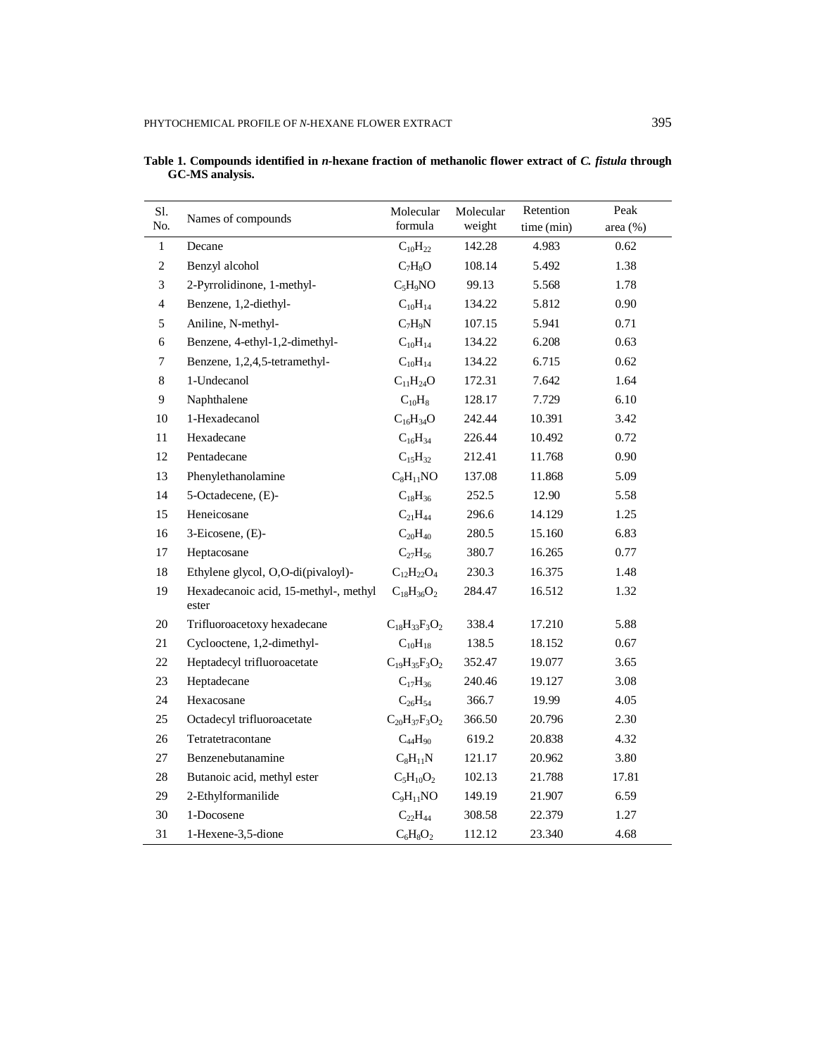**Table 1. Compounds identified in *n*-hexane fraction of methanolic flower extract of *C. fistula* through GC-MS analysis.**

| Sl. No. | Names of compounds | Molecular formula | Molecular weight | Retention time (min) | Peak area (%) |
|---|---|---|---|---|---|
| 1 | Decane | $C_{10}H_{22}$ | 142.28 | 4.983 | 0.62 |
| 2 | Benzyl alcohol | $C_7H_8O$ | 108.14 | 5.492 | 1.38 |
| 3 | 2-Pyrrolidinone, 1-methyl- | $C_5H_9NO$ | 99.13 | 5.568 | 1.78 |
| 4 | Benzene, 1,2-diethyl- | $C_{10}H_{14}$ | 134.22 | 5.812 | 0.90 |
| 5 | Aniline, N-methyl- | $C_7H_9N$ | 107.15 | 5.941 | 0.71 |
| 6 | Benzene, 4-ethyl-1,2-dimethyl- | $C_{10}H_{14}$ | 134.22 | 6.208 | 0.63 |
| 7 | Benzene, 1,2,4,5-tetramethyl- | $C_{10}H_{14}$ | 134.22 | 6.715 | 0.62 |
| 8 | 1-Undecanol | $C_{11}H_{24}O$ | 172.31 | 7.642 | 1.64 |
| 9 | Naphthalene | $C_{10}H_8$ | 128.17 | 7.729 | 6.10 |
| 10 | 1-Hexadecanol | $C_{16}H_{34}O$ | 242.44 | 10.391 | 3.42 |
| 11 | Hexadecane | $C_{16}H_{34}$ | 226.44 | 10.492 | 0.72 |
| 12 | Pentadecane | $C_{15}H_{32}$ | 212.41 | 11.768 | 0.90 |
| 13 | Phenylethanolamine | $C_8H_{11}NO$ | 137.08 | 11.868 | 5.09 |
| 14 | 5-Octadecene, (E)- | $C_{18}H_{36}$ | 252.5 | 12.90 | 5.58 |
| 15 | Heneicosane | $C_{21}H_{44}$ | 296.6 | 14.129 | 1.25 |
| 16 | 3-Eicosene, (E)- | $C_{20}H_{40}$ | 280.5 | 15.160 | 6.83 |
| 17 | Heptacosane | $C_{27}H_{56}$ | 380.7 | 16.265 | 0.77 |
| 18 | Ethylene glycol, O,O-di(pivaloyl)- | $C_{12}H_{22}O_4$ | 230.3 | 16.375 | 1.48 |
| 19 | Hexadecanoic acid, 15-methyl-, methyl ester | $C_{18}H_{36}O_2$ | 284.47 | 16.512 | 1.32 |
| 20 | Trifluoroacetoxy hexadecane | $C_{18}H_{33}F_3O_2$ | 338.4 | 17.210 | 5.88 |
| 21 | Cyclooctene, 1,2-dimethyl- | $C_{10}H_{18}$ | 138.5 | 18.152 | 0.67 |
| 22 | Heptadecyl trifluoroacetate | $C_{19}H_{35}F_3O_2$ | 352.47 | 19.077 | 3.65 |
| 23 | Heptadecane | $C_{17}H_{36}$ | 240.46 | 19.127 | 3.08 |
| 24 | Hexacosane | $C_{26}H_{54}$ | 366.7 | 19.99 | 4.05 |
| 25 | Octadecyl trifluoroacetate | $C_{20}H_{37}F_3O_2$ | 366.50 | 20.796 | 2.30 |
| 26 | Tetratetracontane | $C_{44}H_{90}$ | 619.2 | 20.838 | 4.32 |
| 27 | Benzenebutanamine | $C_8H_{11}N$ | 121.17 | 20.962 | 3.80 |
| 28 | Butanoic acid, methyl ester | $C_5H_{10}O_2$ | 102.13 | 21.788 | 17.81 |
| 29 | 2-Ethylformanilide | $C_9H_{11}NO$ | 149.19 | 21.907 | 6.59 |
| 30 | 1-Docosene | $C_{22}H_{44}$ | 308.58 | 22.379 | 1.27 |
| 31 | 1-Hexene-3,5-dione | $C_6H_8O_2$ | 112.12 | 23.340 | 4.68 |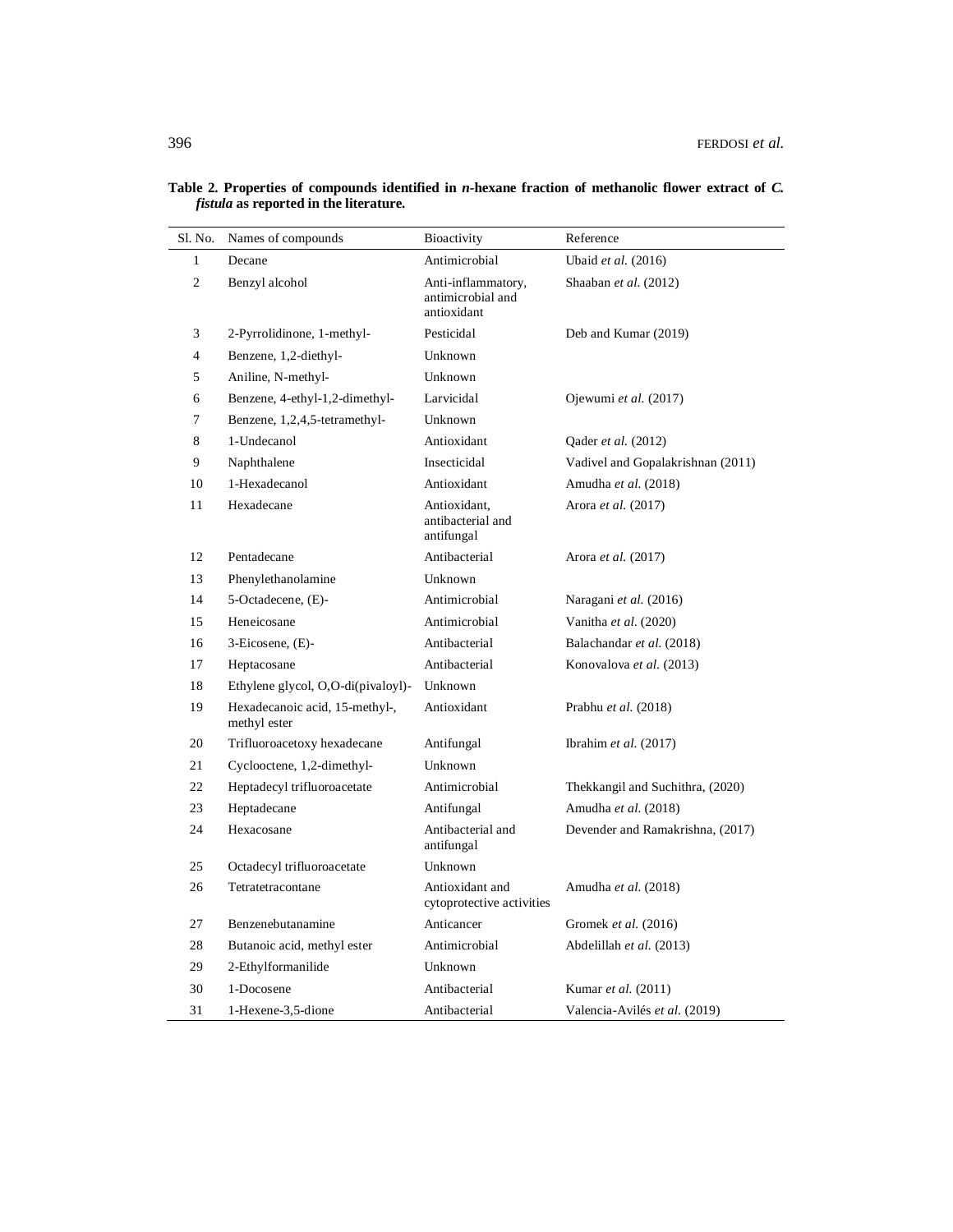**Table 2. Properties of compounds identified in *n*-hexane fraction of methanolic flower extract of *C. fistula* as reported in the literature.**

| Sl. No. | Names of compounds | Bioactivity | Reference |
|---|---|---|---|
| 1 | Decane | Antimicrobial | Ubaid *et al.* (2016) |
| 2 | Benzyl alcohol | Anti-inflammatory, antimicrobial and antioxidant | Shaaban *et al.* (2012) |
| 3 | 2-Pyrrolidinone, 1-methyl- | Pesticidal | Deb and Kumar (2019) |
| 4 | Benzene, 1,2-diethyl- | Unknown | |
| 5 | Aniline, N-methyl- | Unknown | |
| 6 | Benzene, 4-ethyl-1,2-dimethyl- | Larvicidal | Ojewumi *et al.* (2017) |
| 7 | Benzene, 1,2,4,5-tetramethyl- | Unknown | |
| 8 | 1-Undecanol | Antioxidant | Qader *et al.* (2012) |
| 9 | Naphthalene | Insecticidal | Vadivel and Gopalakrishnan (2011) |
| 10 | 1-Hexadecanol | Antioxidant | Amudha *et al.* (2018) |
| 11 | Hexadecane | Antioxidant, antibacterial and antifungal | Arora *et al.* (2017) |
| 12 | Pentadecane | Antibacterial | Arora *et al.* (2017) |
| 13 | Phenylethanolamine | Unknown | |
| 14 | 5-Octadecene, (E)- | Antimicrobial | Naragani *et al.* (2016) |
| 15 | Heneicosane | Antimicrobial | Vanitha *et al.* (2020) |
| 16 | 3-Eicosene, (E)- | Antibacterial | Balachandar *et al.* (2018) |
| 17 | Heptacosane | Antibacterial | Konovalova *et al.* (2013) |
| 18 | Ethylene glycol, O,O-di(pivaloyl)- | Unknown | |
| 19 | Hexadecanoic acid, 15-methyl-, methyl ester | Antioxidant | Prabhu *et al.* (2018) |
| 20 | Trifluoroacetoxy hexadecane | Antifungal | Ibrahim *et al.* (2017) |
| 21 | Cyclooctene, 1,2-dimethyl- | Unknown | |
| 22 | Heptadecyl trifluoroacetate | Antimicrobial | Thekkangil and Suchithra, (2020) |
| 23 | Heptadecane | Antifungal | Amudha *et al.* (2018) |
| 24 | Hexacosane | Antibacterial and antifungal | Devender and Ramakrishna, (2017) |
| 25 | Octadecyl trifluoroacetate | Unknown | |
| 26 | Tetratetracontane | Antioxidant and cytoprotective activities | Amudha *et al.* (2018) |
| 27 | Benzenebutanamine | Anticancer | Gromek *et al.* (2016) |
| 28 | Butanoic acid, methyl ester | Antimicrobial | Abdelillah *et al.* (2013) |
| 29 | 2-Ethylformanilide | Unknown | |
| 30 | 1-Docosene | Antibacterial | Kumar *et al.* (2011) |
| 31 | 1-Hexene-3,5-dione | Antibacterial | Valencia-Avilés *et al.* (2019) |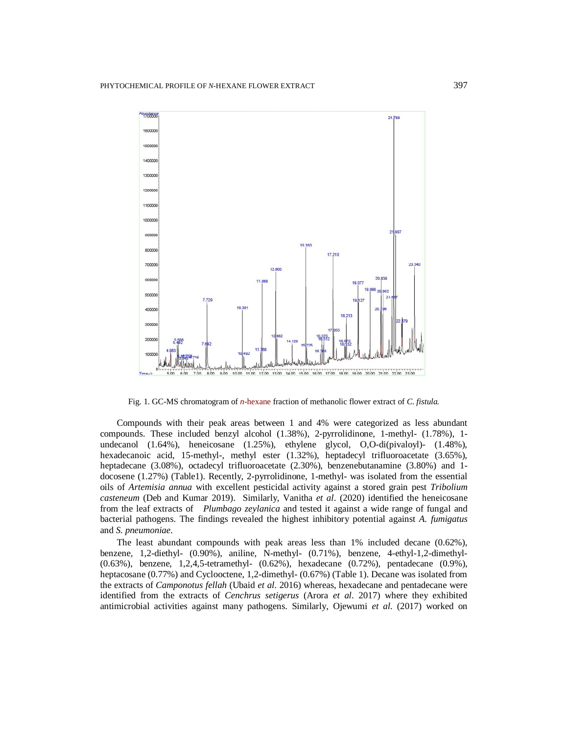Fig. 1. GC-MS chromatogram of *n*-hexane fraction of methanolic flower extract of *C. fistula.*

Compounds with their peak areas between 1 and 4% were categorized as less abundant compounds. These included benzyl alcohol (1.38%), 2-pyrrolidinone, 1-methyl- (1.78%), 1-undecanol (1.64%), heneicosane (1.25%), ethylene glycol, O,O-di(pivaloyl)- (1.48%), hexadecanoic acid, 15-methyl-, methyl ester (1.32%), heptadecyl trifluoroacetate (3.65%), heptadecane (3.08%), octadecyl trifluoroacetate (2.30%), benzenebutanamine (3.80%) and 1-docosene (1.27%) (Table1). Recently, 2-pyrrolidinone, 1-methyl- was isolated from the essential oils of *Artemisia annua* with excellent pesticidal activity against a stored grain pest *Tribolium casteneum* (Deb and Kumar 2019). Similarly, Vanitha *et al*. (2020) identified the heneicosane from the leaf extracts of *Plumbago zeylanica* and tested it against a wide range of fungal and bacterial pathogens. The findings revealed the highest inhibitory potential against *A. fumigatus* and *S. pneumoniae*.

The least abundant compounds with peak areas less than 1% included decane (0.62%), benzene, 1,2-diethyl- (0.90%), aniline, N-methyl- (0.71%), benzene, 4-ethyl-1,2-dimethyl- (0.63%), benzene, 1,2,4,5-tetramethyl- (0.62%), hexadecane (0.72%), pentadecane (0.9%), heptacosane (0.77%) and Cyclooctene, 1,2-dimethyl- (0.67%) (Table 1). Decane was isolated from the extracts of *Camponotus fellah* (Ubaid *et al*. 2016) whereas, hexadecane and pentadecane were identified from the extracts of *Cenchrus setigerus* (Arora *et al*. 2017) where they exhibited antimicrobial activities against many pathogens. Similarly, Ojewumi *et al.* (2017) worked on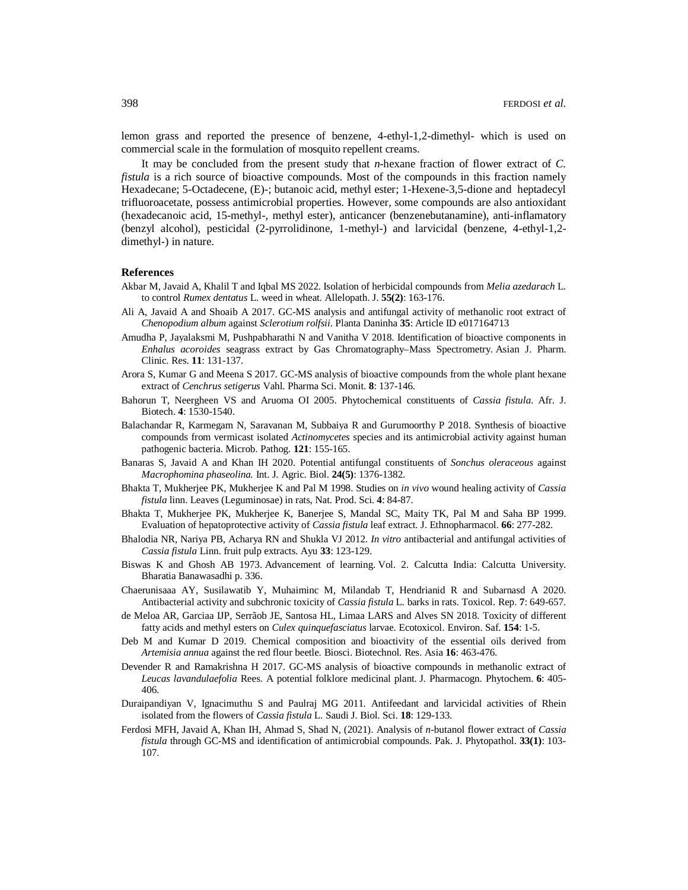lemon grass and reported the presence of benzene, 4-ethyl-1,2-dimethyl- which is used on commercial scale in the formulation of mosquito repellent creams.

It may be concluded from the present study that *n*-hexane fraction of flower extract of *C. fistula* is a rich source of bioactive compounds. Most of the compounds in this fraction namely Hexadecane; 5-Octadecene, (E)-; butanoic acid, methyl ester; 1-Hexene-3,5-dione and heptadecyl trifluoroacetate, possess antimicrobial properties. However, some compounds are also antioxidant (hexadecanoic acid, 15-methyl-, methyl ester), anticancer (benzenebutanamine), anti-inflamatory (benzyl alcohol), pesticidal (2-pyrrolidinone, 1-methyl-) and larvicidal (benzene, 4-ethyl-1,2-dimethyl-) in nature.

## References

Akbar M, Javaid A, Khalil T and Iqbal MS 2022. Isolation of herbicidal compounds from *Melia azedarach* L. to control *Rumex dentatus* L. weed in wheat. Allelopath. J. **55(2)**: 163-176.

Ali A, Javaid A and Shoaib A 2017. GC-MS analysis and antifungal activity of methanolic root extract of *Chenopodium album* against *Sclerotium rolfsii*. Planta Daninha **35**: Article ID e017164713

Amudha P, Jayalaksmi M, Pushpabharathi N and Vanitha V 2018. Identification of bioactive components in *Enhalus acoroides* seagrass extract by Gas Chromatography–Mass Spectrometry. Asian J. Pharm. Clinic. Res. **11**: 131-137.

Arora S, Kumar G and Meena S 2017. GC-MS analysis of bioactive compounds from the whole plant hexane extract of *Cenchrus setigerus* Vahl. Pharma Sci. Monit. **8**: 137-146.

Bahorun T, Neergheen VS and Aruoma OI 2005. Phytochemical constituents of *Cassia fistula*. Afr. J. Biotech. **4**: 1530-1540.

Balachandar R, Karmegam N, Saravanan M, Subbaiya R and Gurumoorthy P 2018. Synthesis of bioactive compounds from vermicast isolated *Actinomycetes* species and its antimicrobial activity against human pathogenic bacteria. Microb. Pathog. **121**: 155-165.

Banaras S, Javaid A and Khan IH 2020. Potential antifungal constituents of *Sonchus oleraceous* against *Macrophomina phaseolina.* Int. J. Agric. Biol. **24(5)**: 1376-1382.

Bhakta T, Mukherjee PK, Mukherjee K and Pal M 1998. Studies on *in vivo* wound healing activity of *Cassia fistula* linn. Leaves (Leguminosae) in rats, Nat. Prod. Sci. **4**: 84-87.

Bhakta T, Mukherjee PK, Mukherjee K, Banerjee S, Mandal SC, Maity TK, Pal M and Saha BP 1999. Evaluation of hepatoprotective activity of *Cassia fistula* leaf extract. J. Ethnopharmacol. **66**: 277-282.

Bhalodia NR, Nariya PB, Acharya RN and Shukla VJ 2012. *In vitro* antibacterial and antifungal activities of *Cassia fistula* Linn. fruit pulp extracts. Ayu **33**: 123-129.

Biswas K and Ghosh AB 1973. Advancement of learning. Vol. 2. Calcutta India: Calcutta University. Bharatia Banawasadhi p. 336.

Chaerunisaaa AY, Susilawatib Y, Muhaiminc M, Milandab T, Hendrianid R and Subarnasd A 2020. Antibacterial activity and subchronic toxicity of *Cassia fistula* L. barks in rats. Toxicol. Rep. **7**: 649-657.

de Meloa AR, Garciaa IJP, Serrãob JE, Santosa HL, Limaa LARS and Alves SN 2018. Toxicity of different fatty acids and methyl esters on *Culex quinquefasciatus* larvae. Ecotoxicol. Environ. Saf. **154**: 1-5.

Deb M and Kumar D 2019. Chemical composition and bioactivity of the essential oils derived from *Artemisia annua* against the red flour beetle. Biosci. Biotechnol. Res. Asia **16**: 463-476.

Devender R and Ramakrishna H 2017. GC-MS analysis of bioactive compounds in methanolic extract of *Leucas lavandulaefolia* Rees. A potential folklore medicinal plant. J. Pharmacogn. Phytochem. **6**: 405-406.

Duraipandiyan V, Ignacimuthu S and Paulraj MG 2011. Antifeedant and larvicidal activities of Rhein isolated from the flowers of *Cassia fistula* L. Saudi J. Biol. Sci. **18**: 129-133.

Ferdosi MFH, Javaid A, Khan IH, Ahmad S, Shad N, (2021). Analysis of *n*-butanol flower extract of *Cassia fistula* through GC-MS and identification of antimicrobial compounds. Pak. J. Phytopathol. **33(1)**: 103-107.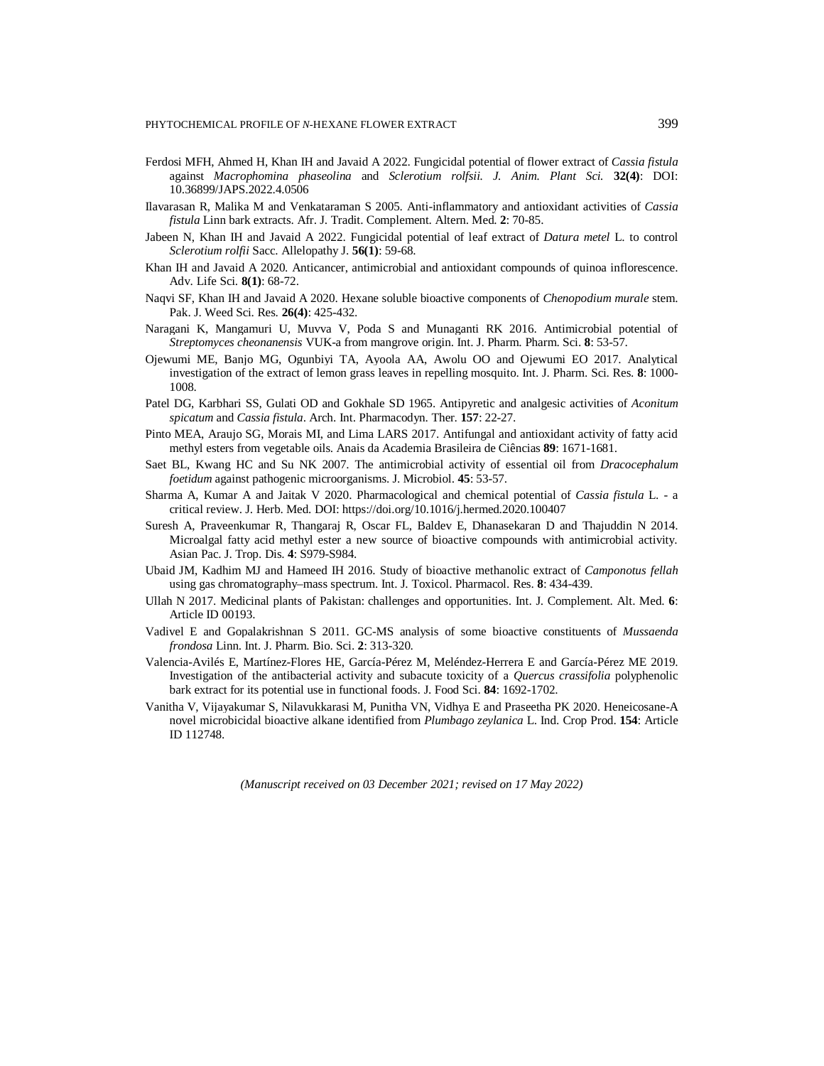Ferdosi MFH, Ahmed H, Khan IH and Javaid A 2022. Fungicidal potential of flower extract of *Cassia fistula* against *Macrophomina phaseolina* and *Sclerotium rolfsii. J. Anim. Plant Sci.* **32(4)**: DOI: 10.36899/JAPS.2022.4.0506

Ilavarasan R, Malika M and Venkataraman S 2005. Anti-inflammatory and antioxidant activities of *Cassia fistula* Linn bark extracts. Afr. J. Tradit. Complement. Altern. Med. **2**: 70-85.

Jabeen N, Khan IH and Javaid A 2022. Fungicidal potential of leaf extract of *Datura metel* L. to control *Sclerotium rolfii* Sacc. Allelopathy J. **56(1)**: 59-68.

Khan IH and Javaid A 2020. Anticancer, antimicrobial and antioxidant compounds of quinoa inflorescence. Adv. Life Sci. **8(1)**: 68-72.

Naqvi SF, Khan IH and Javaid A 2020. Hexane soluble bioactive components of *Chenopodium murale* stem. Pak. J. Weed Sci. Res. **26(4)**: 425-432.

Naragani K, Mangamuri U, Muvva V, Poda S and Munaganti RK 2016. Antimicrobial potential of *Streptomyces cheonanensis* VUK-a from mangrove origin. Int. J. Pharm. Pharm. Sci. **8**: 53-57.

Ojewumi ME, Banjo MG, Ogunbiyi TA, Ayoola AA, Awolu OO and Ojewumi EO 2017. Analytical investigation of the extract of lemon grass leaves in repelling mosquito. Int. J. Pharm. Sci. Res. **8**: 1000-1008.

Patel DG, Karbhari SS, Gulati OD and Gokhale SD 1965. Antipyretic and analgesic activities of *Aconitum spicatum* and *Cassia fistula*. Arch. Int. Pharmacodyn. Ther. **157**: 22-27.

Pinto MEA, Araujo SG, Morais MI, and Lima LARS 2017. Antifungal and antioxidant activity of fatty acid methyl esters from vegetable oils. Anais da Academia Brasileira de Ciências **89**: 1671-1681.

Saet BL, Kwang HC and Su NK 2007. The antimicrobial activity of essential oil from *Dracocephalum foetidum* against pathogenic microorganisms. J. Microbiol. **45**: 53-57.

Sharma A, Kumar A and Jaitak V 2020. Pharmacological and chemical potential of *Cassia fistula* L. - a critical review. J. Herb. Med. DOI: https://doi.org/10.1016/j.hermed.2020.100407

Suresh A, Praveenkumar R, Thangaraj R, Oscar FL, Baldev E, Dhanasekaran D and Thajuddin N 2014. Microalgal fatty acid methyl ester a new source of bioactive compounds with antimicrobial activity. Asian Pac. J. Trop. Dis. **4**: S979-S984.

Ubaid JM, Kadhim MJ and Hameed IH 2016. Study of bioactive methanolic extract of *Camponotus fellah* using gas chromatography–mass spectrum. Int. J. Toxicol. Pharmacol. Res. **8**: 434-439.

Ullah N 2017. Medicinal plants of Pakistan: challenges and opportunities. Int. J. Complement. Alt. Med. **6**: Article ID 00193.

Vadivel E and Gopalakrishnan S 2011. GC-MS analysis of some bioactive constituents of *Mussaenda frondosa* Linn. Int. J. Pharm. Bio. Sci. **2**: 313-320.

Valencia-Avilés E, Martínez-Flores HE, García-Pérez M, Meléndez-Herrera E and García-Pérez ME 2019. Investigation of the antibacterial activity and subacute toxicity of a *Quercus crassifolia* polyphenolic bark extract for its potential use in functional foods. J. Food Sci. **84**: 1692-1702.

Vanitha V, Vijayakumar S, Nilavukkarasi M, Punitha VN, Vidhya E and Praseetha PK 2020. Heneicosane-A novel microbicidal bioactive alkane identified from *Plumbago zeylanica* L. Ind. Crop Prod. **154**: Article ID 112748.

*(Manuscript received on 03 December 2021; revised on 17 May 2022)*